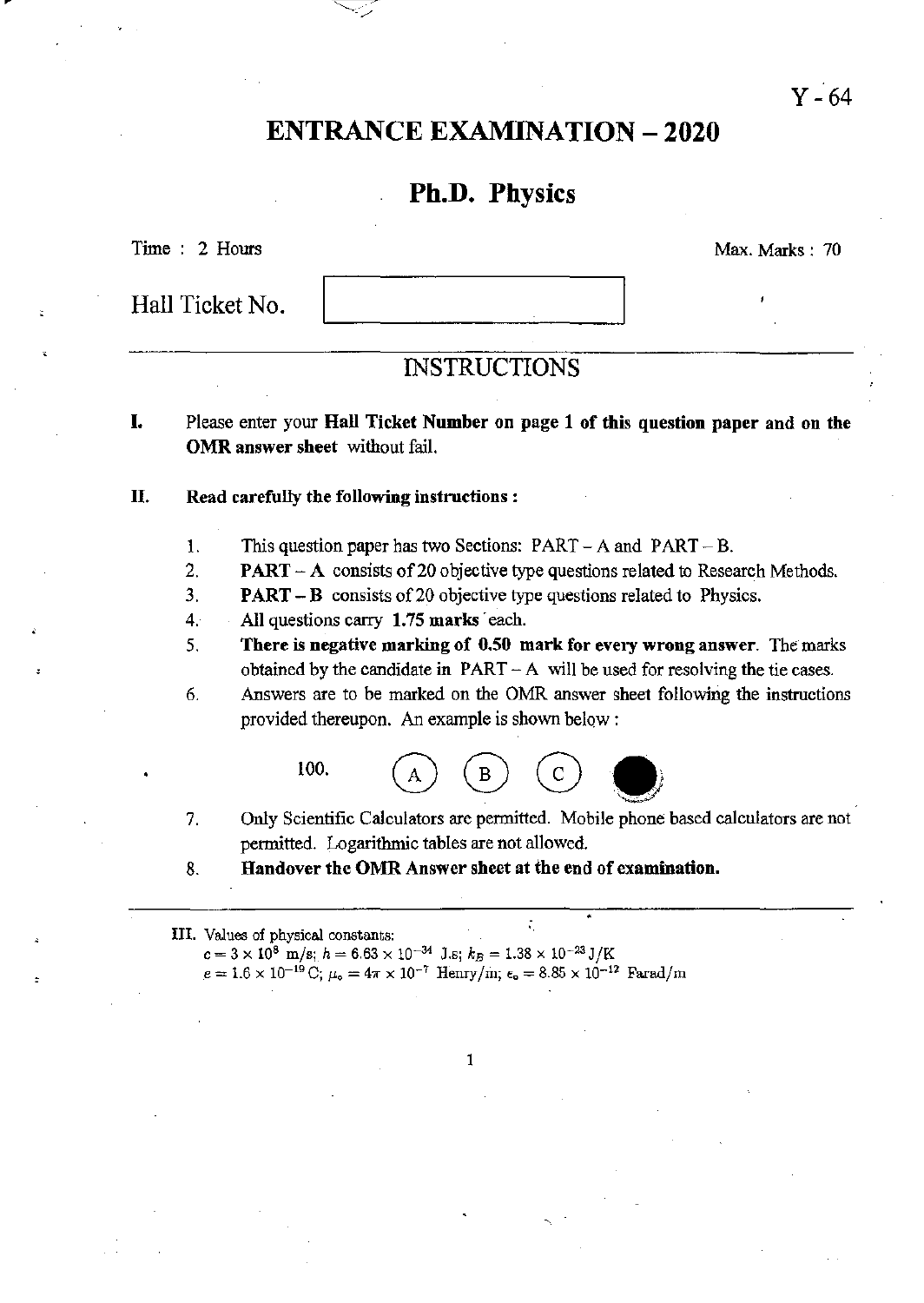Y - 64

# ENTRANCE EXAMINATION – 2020

## Ph.D. Physics

Time : 2 Hours Max. Marks : 70

Hall Ticket No.

## INSTRUCTIONS

**I.** Please enter your **Hall Ticket Number on page 1 of this question paper and on the OMR answer sheet** without fail.

**II.** **Read carefully the following instructions :**

1. This question paper has two Sections: PART – A and PART – B.
2. **PART – A** consists of 20 objective type questions related to Research Methods.
3. **PART – B** consists of 20 objective type questions related to Physics.
4. All questions carry **1.75 marks** each.
5. **There is negative marking of 0.50 mark for every wrong answer**. The marks obtained by the candidate in PART – A will be used for resolving the tie cases.
6. Answers are to be marked on the OMR answer sheet following the instructions provided thereupon. An example is shown below :

   100. (A) (B) (C) ●

7. Only Scientific Calculators are permitted. Mobile phone based calculators are not permitted. Logarithmic tables are not allowed.
8. **Handover the OMR Answer sheet at the end of examination.**

III. Values of physical constants:
$c = 3 \times 10^8$ m/s; $h = 6.63 \times 10^{-34}$ J.s; $k_B = 1.38 \times 10^{-23}$ J/K
$e = 1.6 \times 10^{-19}$ C; $\mu_o = 4\pi \times 10^{-7}$ Henry/m; $\epsilon_o = 8.85 \times 10^{-12}$ Farad/m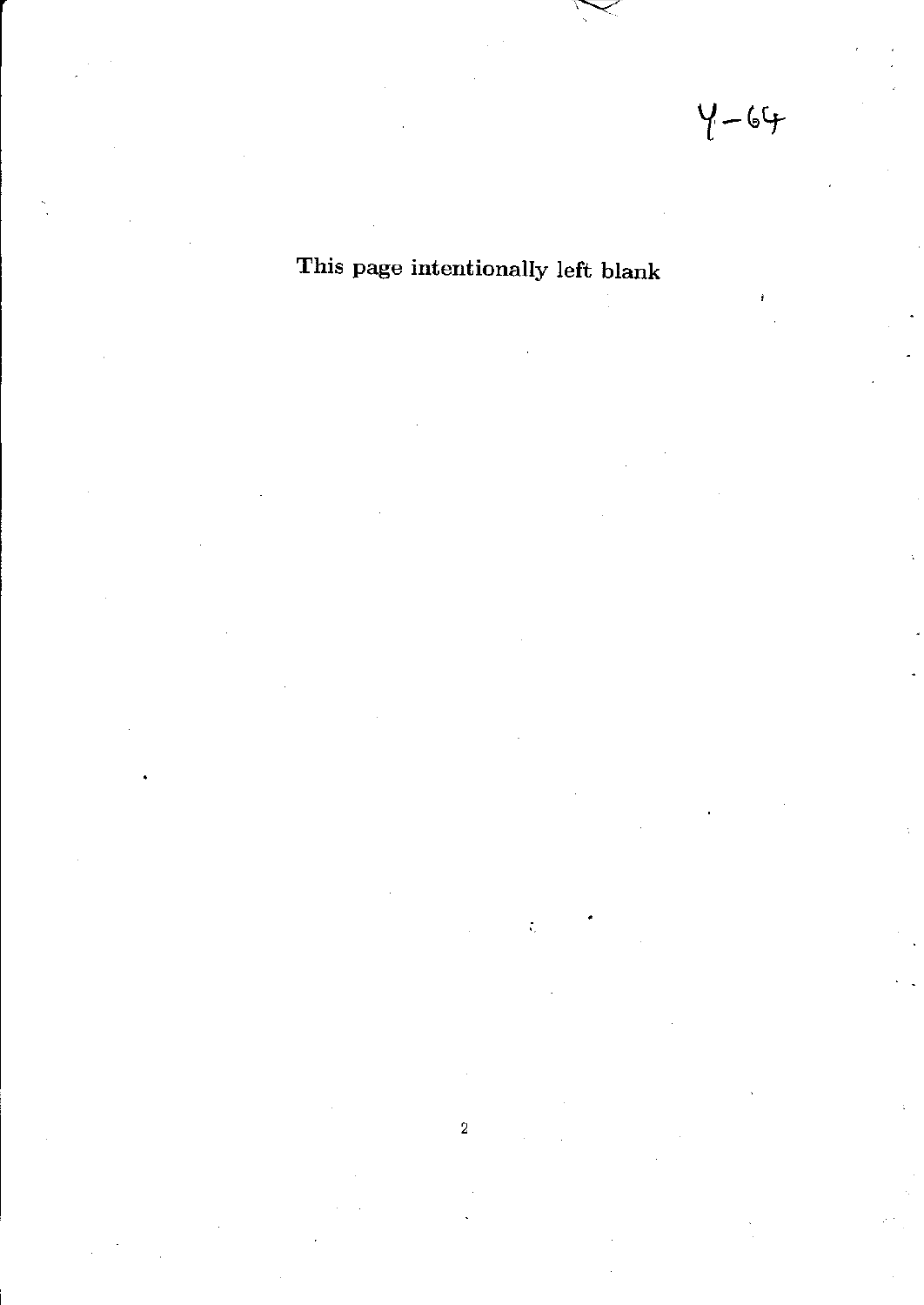Y-64

This page intentionally left blank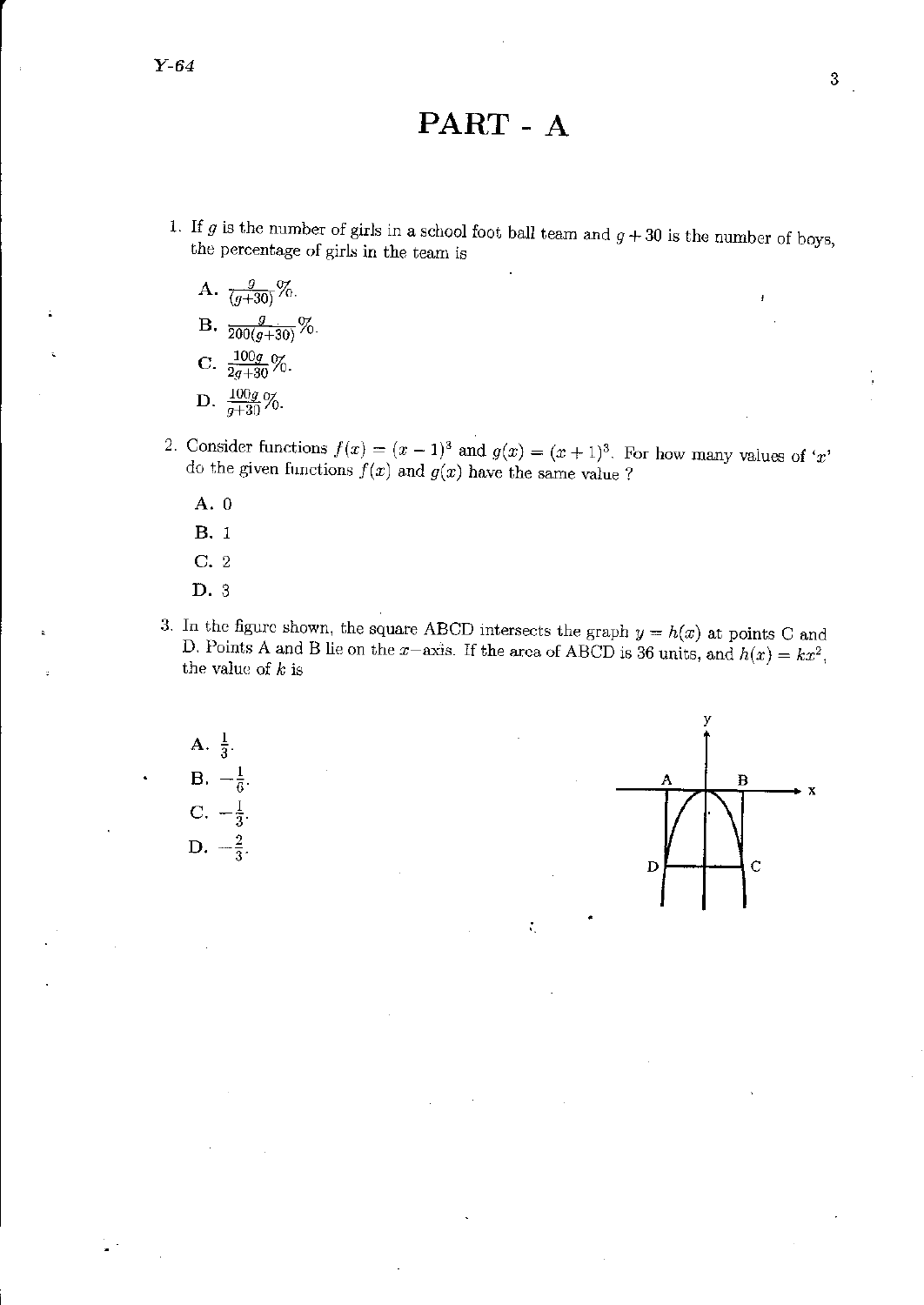# PART - A

1. If $g$ is the number of girls in a school foot ball team and $g + 30$ is the number of boys, the percentage of girls in the team is

   **A.** $\frac{g}{(g+30)}\%$.

   **B.** $\frac{g}{200(g+30)}\%$.

   **C.** $\frac{100g}{2g+30}\%$.

   **D.** $\frac{100g}{g+30}\%$.

2. Consider functions $f(x) = (x-1)^3$ and $g(x) = (x+1)^3$. For how many values of '$x$' do the given functions $f(x)$ and $g(x)$ have the same value ?

   **A.** 0

   **B.** 1

   **C.** 2

   **D.** 3

3. In the figure shown, the square ABCD intersects the graph $y = h(x)$ at points C and D. Points A and B lie on the $x$-axis. If the area of ABCD is 36 units, and $h(x) = kx^2$, the value of $k$ is

   **A.** $\frac{1}{3}$.

   **B.** $-\frac{1}{6}$.

   **C.** $-\frac{1}{3}$.

   **D.** $-\frac{2}{3}$.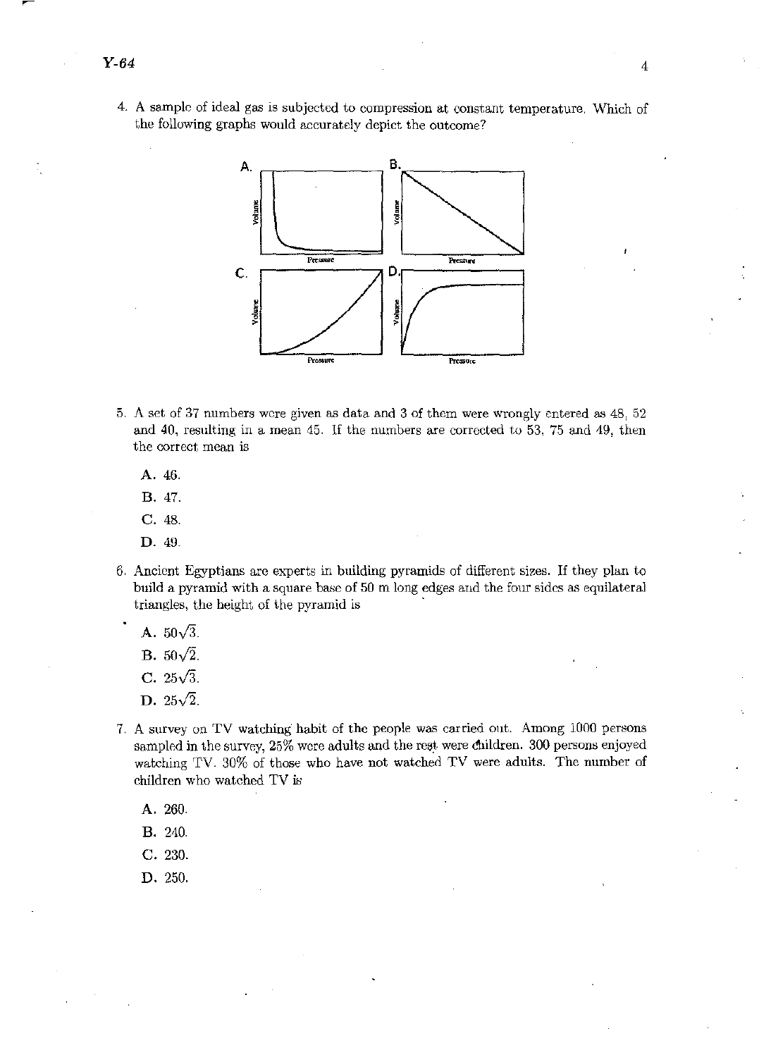4. A sample of ideal gas is subjected to compression at constant temperature. Which of the following graphs would accurately depict the outcome?

5. A set of 37 numbers were given as data and 3 of them were wrongly entered as 48, 52 and 40, resulting in a mean 45. If the numbers are corrected to 53, 75 and 49, then the correct mean is

   A. 46.

   B. 47.

   C. 48.

   D. 49.

6. Ancient Egyptians are experts in building pyramids of different sizes. If they plan to build a pyramid with a square base of 50 m long edges and the four sides as equilateral triangles, the height of the pyramid is

   A. $50\sqrt{3}$.

   B. $50\sqrt{2}$.

   C. $25\sqrt{3}$.

   D. $25\sqrt{2}$.

7. A survey on TV watching habit of the people was carried out. Among 1000 persons sampled in the survey, 25% were adults and the rest were children. 300 persons enjoyed watching TV. 30% of those who have not watched TV were adults. The number of children who watched TV is

   A. 260.

   B. 240.

   C. 230.

   D. 250.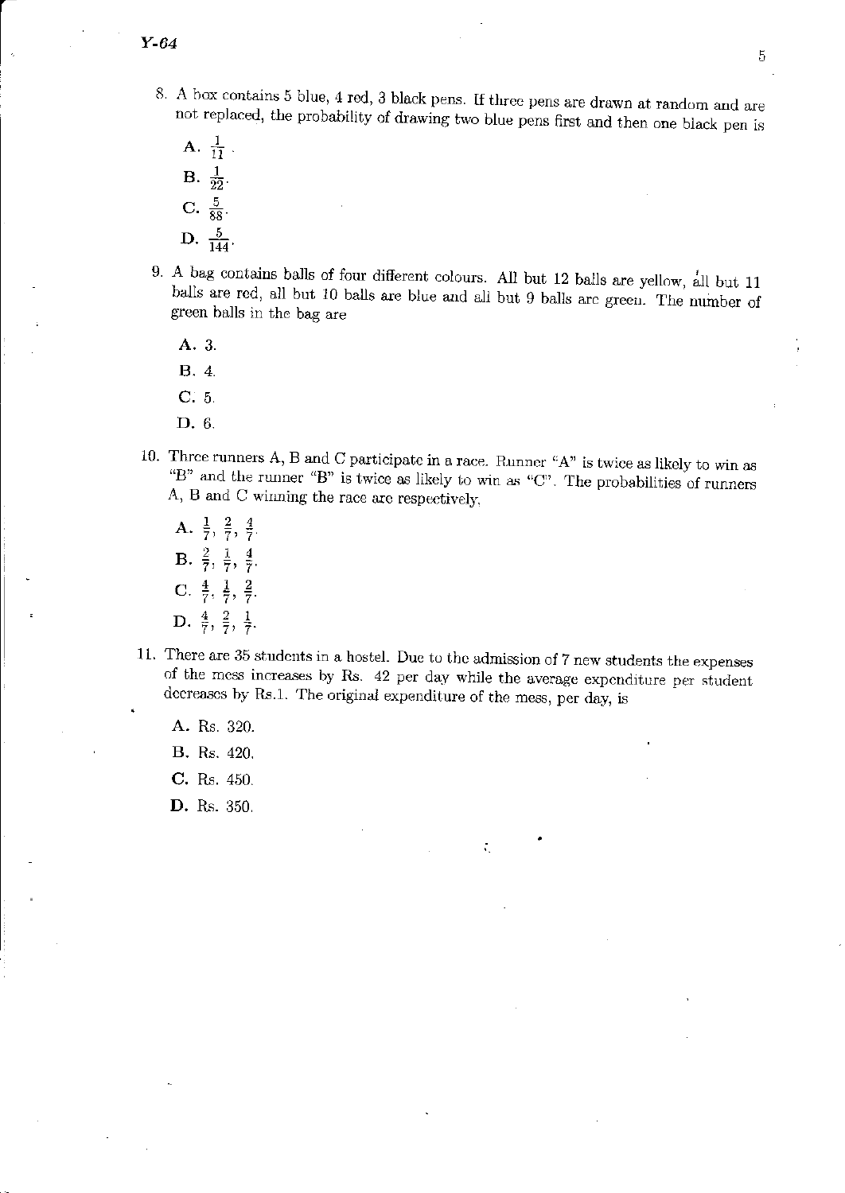8. A box contains 5 blue, 4 red, 3 black pens. If three pens are drawn at random and are not replaced, the probability of drawing two blue pens first and then one black pen is

   **A.** $\frac{1}{11}$.

   **B.** $\frac{1}{22}$.

   **C.** $\frac{5}{88}$.

   **D.** $\frac{5}{144}$.

9. A bag contains balls of four different colours. All but 12 balls are yellow, all but 11 balls are red, all but 10 balls are blue and all but 9 balls are green. The number of green balls in the bag are

   **A.** 3.

   **B.** 4.

   **C.** 5.

   **D.** 6.

10. Three runners A, B and C participate in a race. Runner "A" is twice as likely to win as "B" and the runner "B" is twice as likely to win as "C". The probabilities of runners A, B and C winning the race are respectively,

    **A.** $\frac{1}{7}, \frac{2}{7}, \frac{4}{7}$.

    **B.** $\frac{2}{7}, \frac{1}{7}, \frac{4}{7}$.

    **C.** $\frac{4}{7}, \frac{1}{7}, \frac{2}{7}$.

    **D.** $\frac{4}{7}, \frac{2}{7}, \frac{1}{7}$.

11. There are 35 students in a hostel. Due to the admission of 7 new students the expenses of the mess increases by Rs. 42 per day while the average expenditure per student decreases by Rs.1. The original expenditure of the mess, per day, is

    **A.** Rs. 320.

    **B.** Rs. 420.

    **C.** Rs. 450.

    **D.** Rs. 350.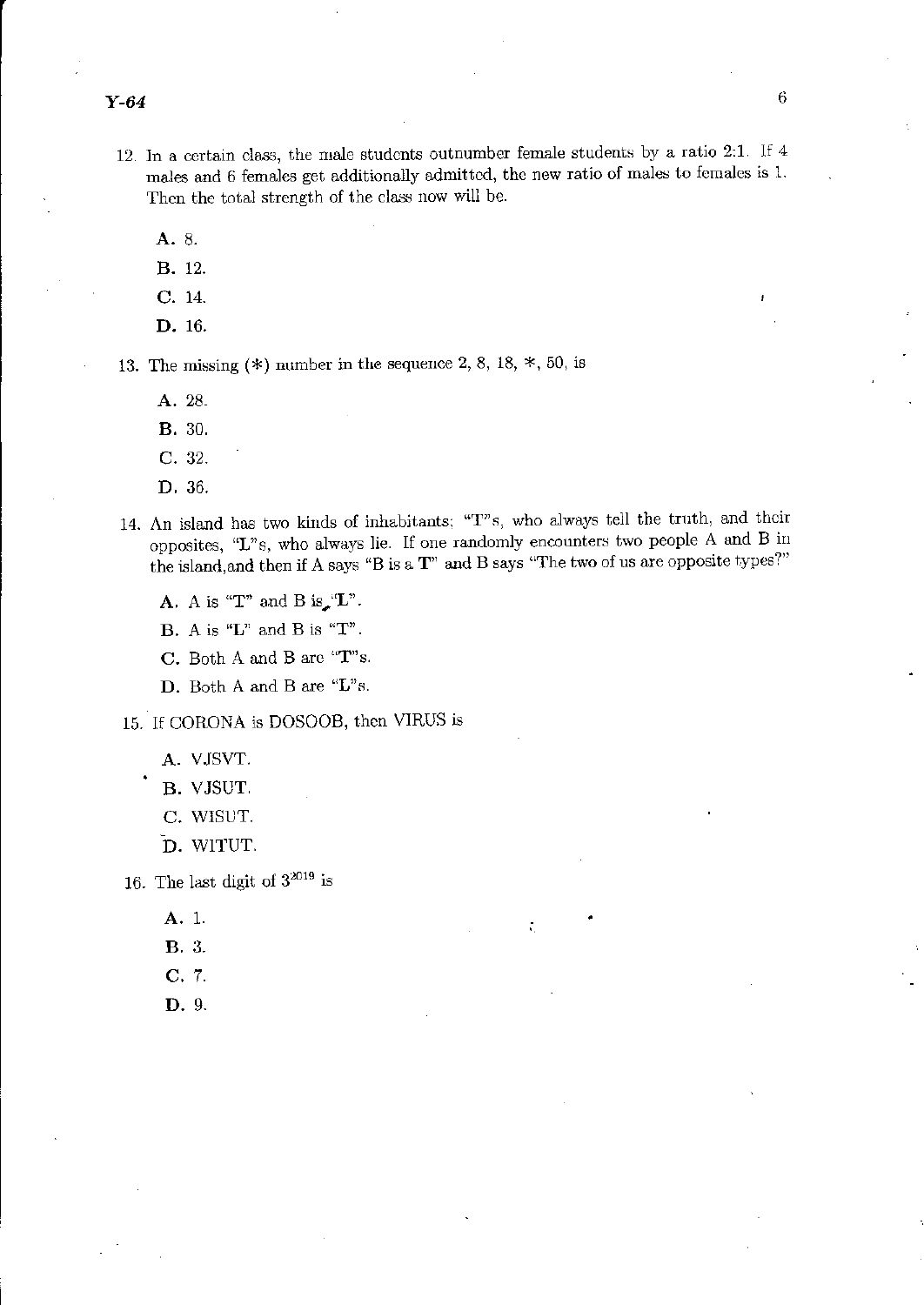12. In a certain class, the male students outnumber female students by a ratio 2:1. If 4 males and 6 females get additionally admitted, the new ratio of males to females is 1. Then the total strength of the class now will be.

    **A.** 8.

    **B.** 12.

    **C.** 14.

    **D.** 16.

13. The missing (*) number in the sequence 2, 8, 18, *, 50, is

    **A.** 28.

    **B.** 30.

    **C.** 32.

    **D.** 36.

14. An island has two kinds of inhabitants; "T"s, who always tell the truth, and their opposites, "L"s, who always lie. If one randomly encounters two people A and B in the island,and then if A says "B is a **T**" and B says "The two of us are opposite types?"

    **A.** A is "T" and B is "L".

    **B.** A is "L" and B is "T".

    **C.** Both A and B are "T"s.

    **D.** Both A and B are "L"s.

15. If CORONA is DOSOOB, then VIRUS is

    **A.** VJSVT.

    **B.** VJSUT.

    **C.** WISUT.

    **D.** WITUT.

16. The last digit of $3^{2019}$ is

    **A.** 1.

    **B.** 3.

    **C.** 7.

    **D.** 9.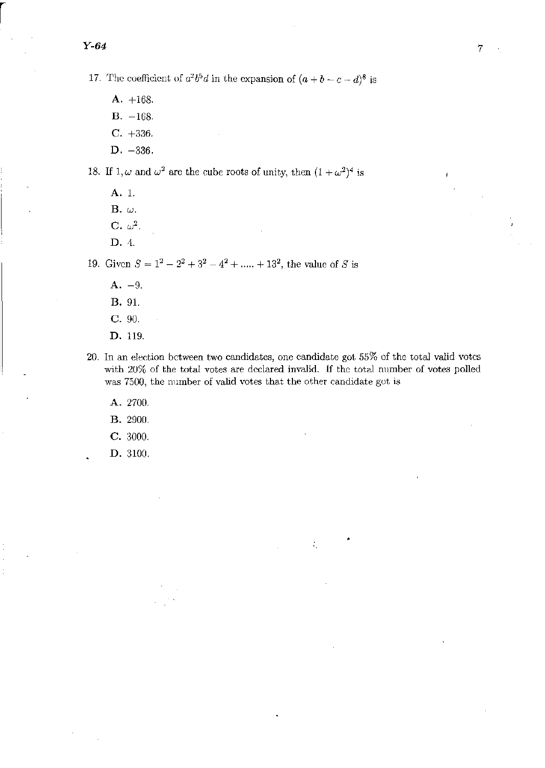17. The coefficient of $a^2b^5d$ in the expansion of $(a + b - c - d)^8$ is

   **A.** $+168$.

   **B.** $-168$.

   **C.** $+336$.

   **D.** $-336$.

18. If $1, \omega$ and $\omega^2$ are the cube roots of unity, then $(1 + \omega^2)^4$ is

   **A.** 1.

   **B.** $\omega$.

   **C.** $\omega^2$.

   **D.** 4.

19. Given $S = 1^2 - 2^2 + 3^2 - 4^2 + \ldots\ldots + 13^2$, the value of $S$ is

   **A.** $-9$.

   **B.** 91.

   **C.** 90.

   **D.** 119.

20. In an election between two candidates, one candidate got 55% of the total valid votes with 20% of the total votes are declared invalid. If the total number of votes polled was 7500, the number of valid votes that the other candidate got is

   **A.** 2700.

   **B.** 2900.

   **C.** 3000.

   **D.** 3100.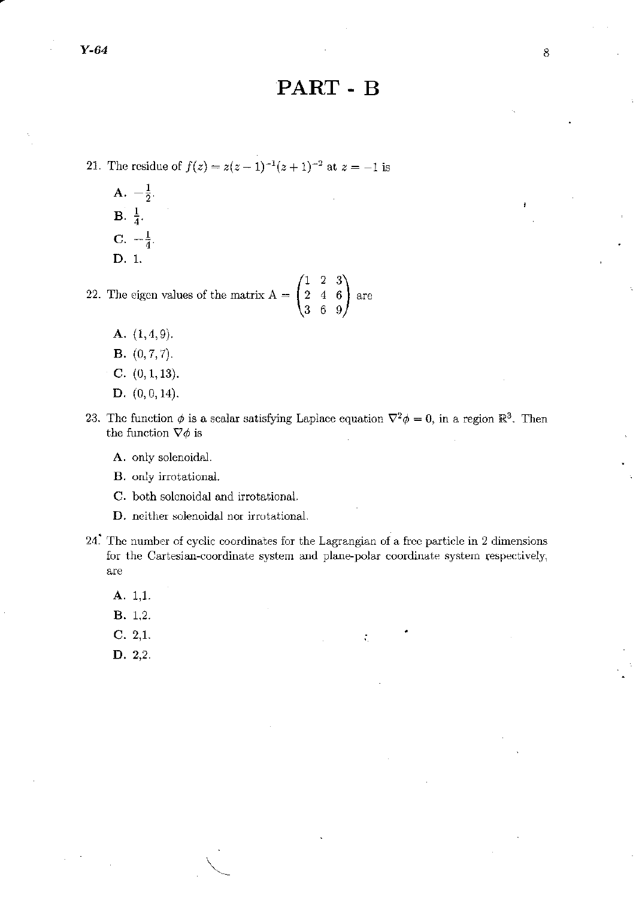# PART - B

21. The residue of $f(z) = z(z-1)^{-1}(z+1)^{-2}$ at $z = -1$ is

   A. $-\frac{1}{2}$.

   B. $\frac{1}{4}$.

   C. $-\frac{1}{4}$.

   D. 1.

22. The eigen values of the matrix $A = \begin{pmatrix} 1 & 2 & 3 \\ 2 & 4 & 6 \\ 3 & 6 & 9 \end{pmatrix}$ are

   A. $(1, 4, 9)$.

   B. $(0, 7, 7)$.

   C. $(0, 1, 13)$.

   D. $(0, 0, 14)$.

23. The function $\phi$ is a scalar satisfying Laplace equation $\nabla^2\phi = 0$, in a region $\mathbb{R}^3$. Then the function $\nabla\phi$ is

   A. only solenoidal.

   B. only irrotational.

   C. both solenoidal and irrotational.

   D. neither solenoidal nor irrotational.

24. The number of cyclic coordinates for the Lagrangian of a free particle in 2 dimensions for the Cartesian-coordinate system and plane-polar coordinate system respectively, are

   A. 1,1.

   B. 1,2.

   C. 2,1.

   D. 2,2.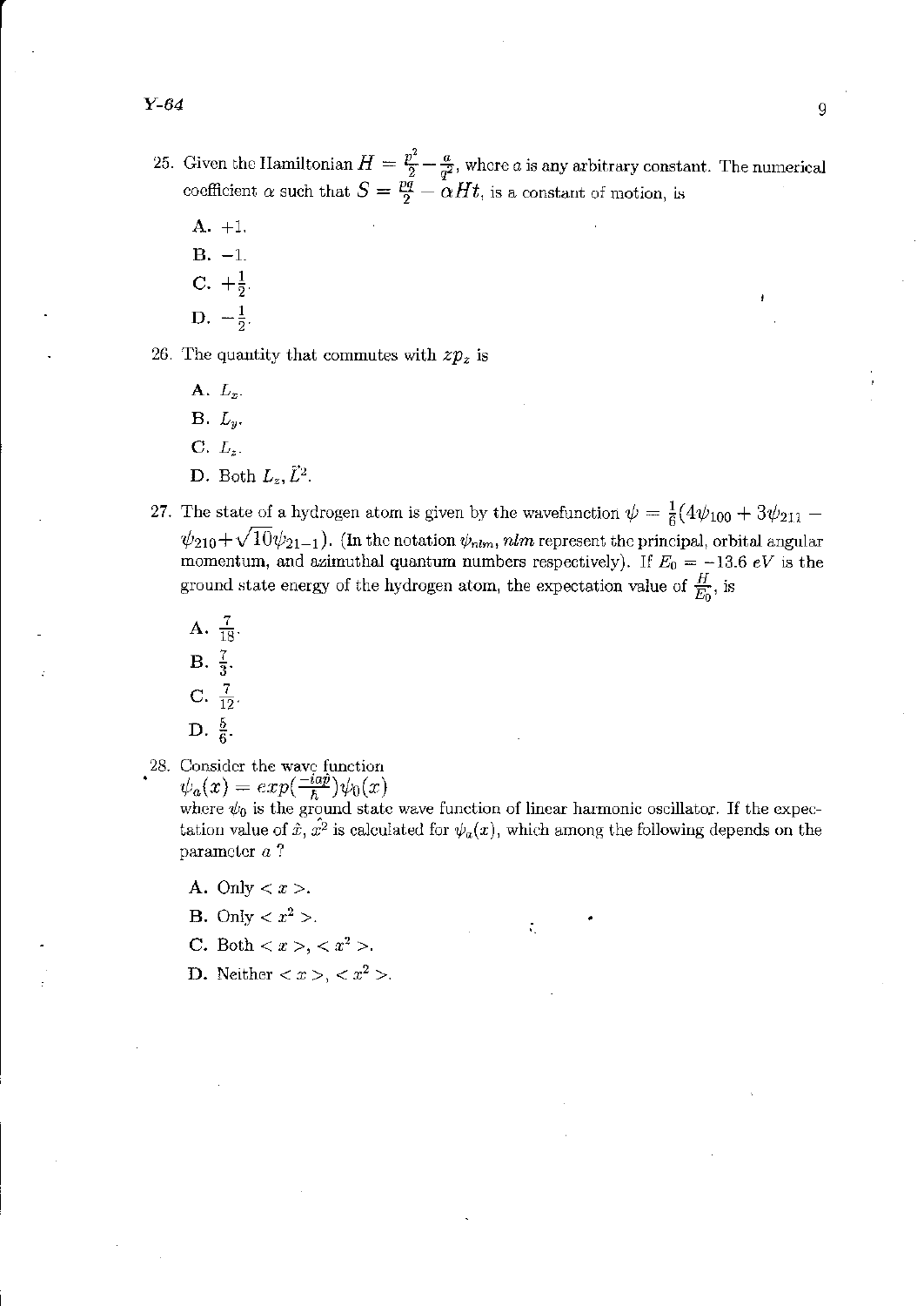25. Given the Hamiltonian $H = \frac{p^2}{2} - \frac{a}{q^2}$, where $a$ is any arbitrary constant. The numerical coefficient $\alpha$ such that $S = \frac{pq}{2} - \alpha H t$, is a constant of motion, is

    A. $+1$.

    B. $-1$.

    C. $+\frac{1}{2}$.

    D. $-\frac{1}{2}$.

26. The quantity that commutes with $zp_z$ is

    A. $L_x$.

    B. $L_y$.

    C. $L_z$.

    D. Both $L_z, \vec{L}^2$.

27. The state of a hydrogen atom is given by the wavefunction $\psi = \frac{1}{6}(4\psi_{100} + 3\psi_{211} - \psi_{210} + \sqrt{10}\psi_{21-1})$. (In the notation $\psi_{nlm}$, $nlm$ represent the principal, orbital angular momentum, and azimuthal quantum numbers respectively). If $E_0 = -13.6\ eV$ is the ground state energy of the hydrogen atom, the expectation value of $\frac{H}{E_0}$, is

    A. $\frac{7}{18}$.

    B. $\frac{7}{3}$.

    C. $\frac{7}{12}$.

    D. $\frac{5}{6}$.

28. Consider the wave function
    $\psi_a(x) = exp(\frac{-ia\hat{p}}{\hbar})\psi_0(x)$
    where $\psi_0$ is the ground state wave function of linear harmonic oscillator. If the expectation value of $\hat{x}$, $\hat{x^2}$ is calculated for $\psi_a(x)$, which among the following depends on the parameter $a$ ?

    A. Only $< x >$.

    B. Only $< x^2 >$.

    C. Both $< x >, < x^2 >$.

    D. Neither $< x >, < x^2 >$.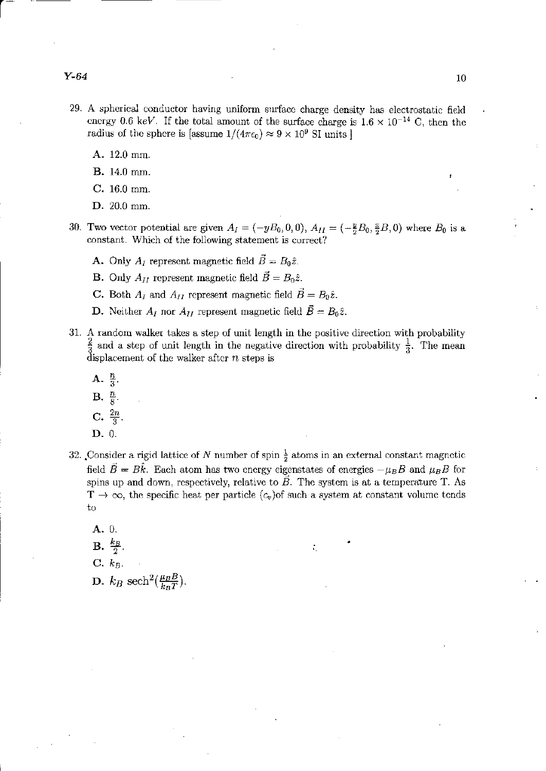29. A spherical conductor having uniform surface charge density has electrostatic field energy 0.6 keV. If the total amount of the surface charge is $1.6 \times 10^{-14}$ C, then the radius of the sphere is [assume $1/(4\pi\epsilon_0) \approx 9 \times 10^9$ SI units ]

    **A.** 12.0 mm.

    **B.** 14.0 mm.

    **C.** 16.0 mm.

    **D.** 20.0 mm.

30. Two vector potential are given $A_I = (-yB_0, 0, 0)$, $A_{II} = (-\frac{y}{2}B_0, \frac{x}{2}B, 0)$ where $B_0$ is a constant. Which of the following statement is correct?

    **A.** Only $A_I$ represent magnetic field $\vec{B} = B_0\hat{z}$.

    **B.** Only $A_{II}$ represent magnetic field $\vec{B} = B_0\hat{z}$.

    **C.** Both $A_I$ and $A_{II}$ represent magnetic field $\vec{B} = B_0\hat{z}$.

    **D.** Neither $A_I$ nor $A_{II}$ represent magnetic field $\vec{B} = B_0\hat{z}$.

31. A random walker takes a step of unit length in the positive direction with probability $\frac{2}{3}$ and a step of unit length in the negative direction with probability $\frac{1}{3}$. The mean displacement of the walker after $n$ steps is

    **A.** $\frac{n}{3}$.

    **B.** $\frac{n}{8}$.

    **C.** $\frac{2n}{3}$.

    **D.** 0.

32. Consider a rigid lattice of $N$ number of spin $\frac{1}{2}$ atoms in an external constant magnetic field $\vec{B} = B\hat{k}$. Each atom has two energy eigenstates of energies $-\mu_B B$ and $\mu_B B$ for spins up and down, respectively, relative to $\vec{B}$. The system is at a temperature T. As $T \to \infty$, the specific heat per particle ($c_v$)of such a system at constant volume tends to

    **A.** 0.

    **B.** $\frac{k_B}{2}$.

    **C.** $k_B$.

    **D.** $k_B \operatorname{sech}^2(\frac{\mu_B B}{k_B T})$.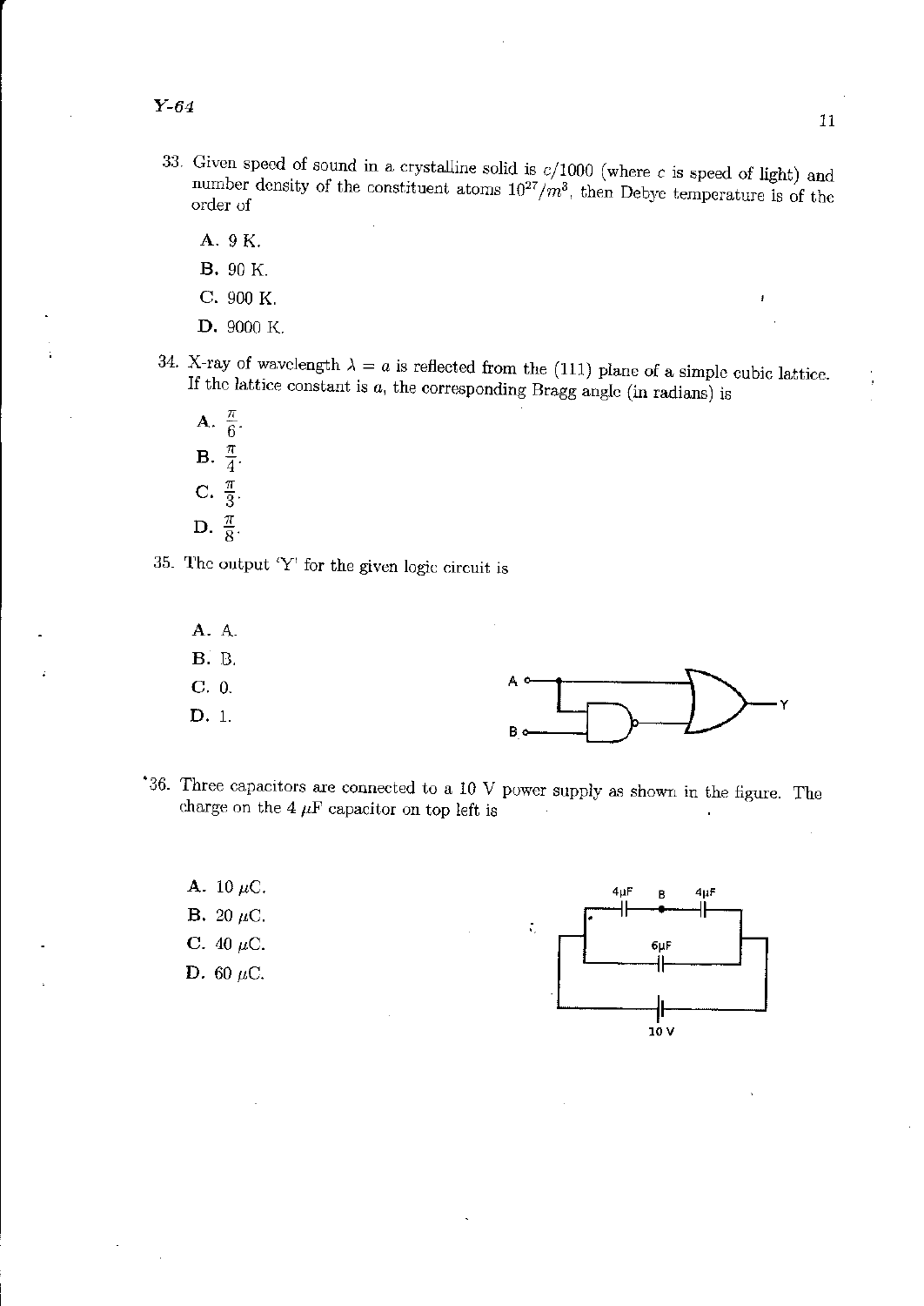33. Given speed of sound in a crystalline solid is $c/1000$ (where $c$ is speed of light) and number density of the constituent atoms $10^{27}/m^3$, then Debye temperature is of the order of

   **A.** 9 K.
   **B.** 90 K.
   **C.** 900 K.
   **D.** 9000 K.

34. X-ray of wavelength $\lambda = a$ is reflected from the (111) plane of a simple cubic lattice. If the lattice constant is $a$, the corresponding Bragg angle (in radians) is

   **A.** $\frac{\pi}{6}$.
   **B.** $\frac{\pi}{4}$.
   **C.** $\frac{\pi}{3}$.
   **D.** $\frac{\pi}{8}$.

35. The output 'Y' for the given logic circuit is

   **A.** A.
   **B.** B.
   **C.** 0.
   **D.** 1.

36. Three capacitors are connected to a 10 V power supply as shown in the figure. The charge on the 4 $\mu F$ capacitor on top left is

   **A.** 10 $\mu C$.
   **B.** 20 $\mu C$.
   **C.** 40 $\mu C$.
   **D.** 60 $\mu C$.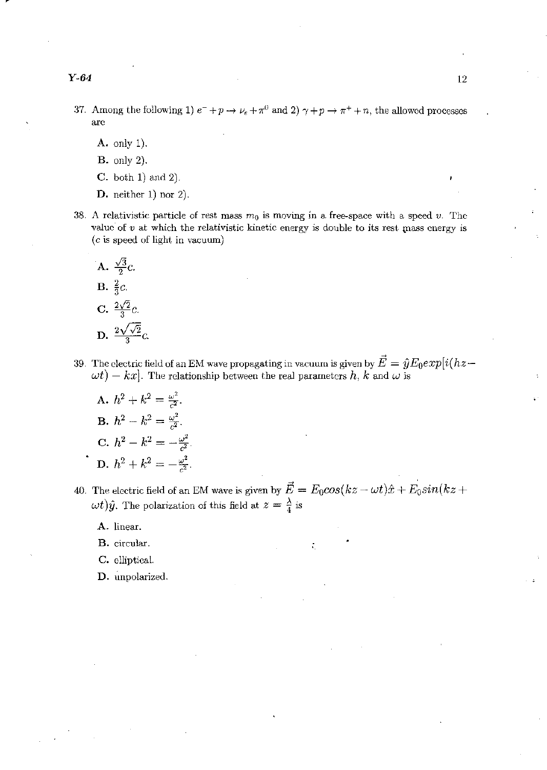37. Among the following 1) $e^- + p \rightarrow \nu_e + \pi^0$ and 2) $\gamma + p \rightarrow \pi^+ + n$, the allowed processes are

   A. only 1).

   B. only 2).

   C. both 1) and 2).

   D. neither 1) nor 2).

38. A relativistic particle of rest mass $m_0$ is moving in a free-space with a speed $v$. The value of $v$ at which the relativistic kinetic energy is double to its rest mass energy is ($c$ is speed of light in vacuum)

   A. $\frac{\sqrt{3}}{2}c$.

   B. $\frac{2}{3}c$.

   C. $\frac{2\sqrt{2}}{3}c$.

   D. $\frac{2\sqrt{\sqrt{2}}}{3}c$.

39. The electric field of an EM wave propagating in vacuum is given by $\vec{E} = \hat{y}E_0 exp[i(hz - \omega t) - kx]$. The relationship between the real parameters $h$, $k$ and $\omega$ is

   A. $h^2 + k^2 = \frac{\omega^2}{c^2}$.

   B. $h^2 - k^2 = \frac{\omega^2}{c^2}$.

   C. $h^2 - k^2 = -\frac{\omega^2}{c^2}$.

   D. $h^2 + k^2 = -\frac{\omega^2}{c^2}$.

40. The electric field of an EM wave is given by $\vec{E} = E_0 cos(kz - \omega t)\hat{x} + E_0 sin(kz + \omega t)\hat{y}$. The polarization of this field at $z = \frac{\lambda}{4}$ is

   A. linear.

   B. circular.

   C. elliptical.

   D. unpolarized.